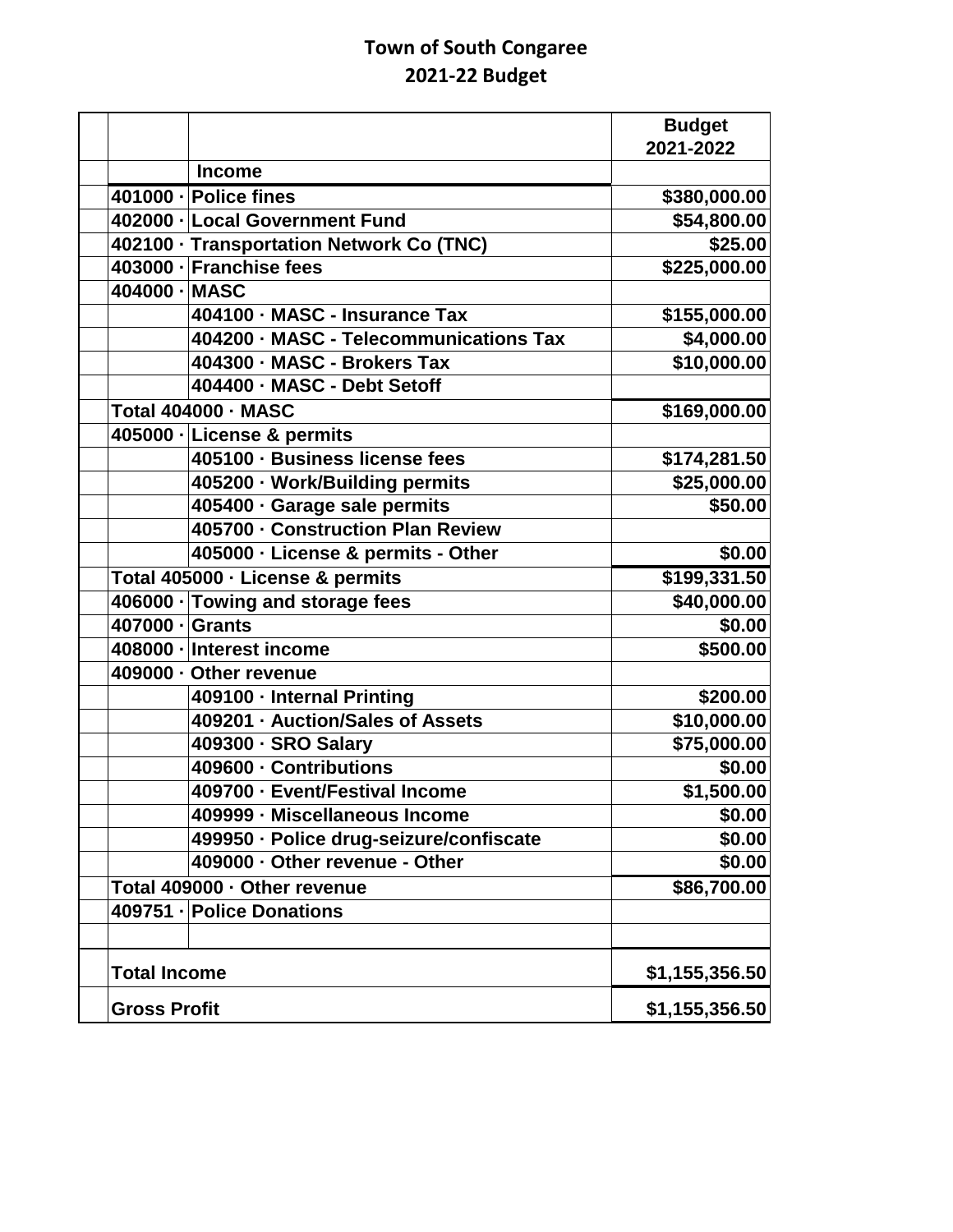# Town of South Congaree

## 2021-22 Budget

| | | Budget 2021-2022 |
|---|---|---|
| | **Income** | |
| 401000 · | Police fines | $380,000.00 |
| 402000 · | Local Government Fund | $54,800.00 |
| 402100 · | Transportation Network Co (TNC) | $25.00 |
| 403000 · | Franchise fees | $225,000.00 |
| 404000 · | MASC | |
| | 404100 · MASC - Insurance Tax | $155,000.00 |
| | 404200 · MASC - Telecommunications Tax | $4,000.00 |
| | 404300 · MASC - Brokers Tax | $10,000.00 |
| | 404400 · MASC - Debt Setoff | |
| Total 404000 · MASC | | $169,000.00 |
| 405000 · | License & permits | |
| | 405100 · Business license fees | $174,281.50 |
| | 405200 · Work/Building permits | $25,000.00 |
| | 405400 · Garage sale permits | $50.00 |
| | 405700 · Construction Plan Review | |
| | 405000 · License & permits - Other | $0.00 |
| Total 405000 · License & permits | | $199,331.50 |
| 406000 · | Towing and storage fees | $40,000.00 |
| 407000 · | Grants | $0.00 |
| 408000 · | Interest income | $500.00 |
| 409000 · | Other revenue | |
| | 409100 · Internal Printing | $200.00 |
| | 409201 · Auction/Sales of Assets | $10,000.00 |
| | 409300 · SRO Salary | $75,000.00 |
| | 409600 · Contributions | $0.00 |
| | 409700 · Event/Festival Income | $1,500.00 |
| | 409999 · Miscellaneous Income | $0.00 |
| | 499950 · Police drug-seizure/confiscate | $0.00 |
| | 409000 · Other revenue - Other | $0.00 |
| Total 409000 · Other revenue | | $86,700.00 |
| 409751 · | Police Donations | |
| | | |
| **Total Income** | | $1,155,356.50 |
| **Gross Profit** | | $1,155,356.50 |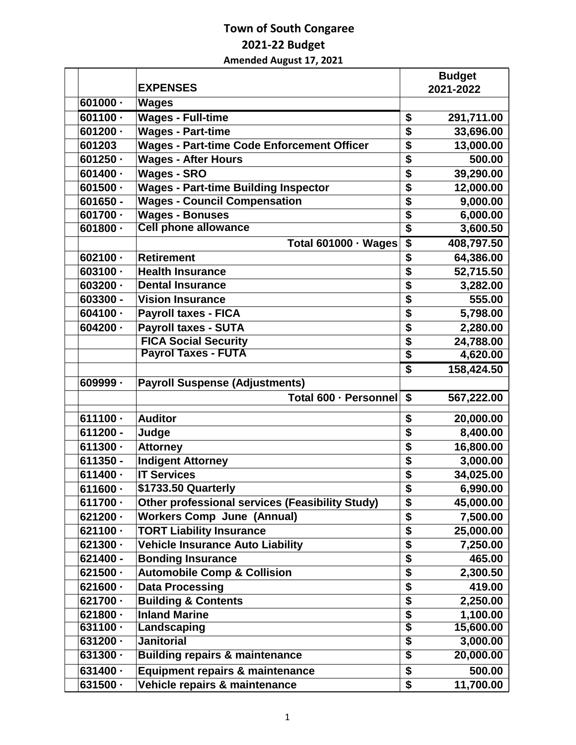# Town of South Congaree

## 2021-22 Budget

### Amended August 17, 2021

| | EXPENSES | Budget 2021-2022 |
|---|---|---|
| 601000 · | **Wages** | |
| 601100 · | **Wages - Full-time** | $ 291,711.00 |
| 601200 · | **Wages - Part-time** | $ 33,696.00 |
| 601203 | **Wages - Part-time Code Enforcement Officer** | $ 13,000.00 |
| 601250 · | **Wages - After Hours** | $ 500.00 |
| 601400 · | **Wages - SRO** | $ 39,290.00 |
| 601500 · | **Wages - Part-time Building Inspector** | $ 12,000.00 |
| 601650 - | **Wages - Council Compensation** | $ 9,000.00 |
| 601700 · | **Wages - Bonuses** | $ 6,000.00 |
| 601800 · | **Cell phone allowance** | $ 3,600.50 |
| | **Total 601000 · Wages** | $ 408,797.50 |
| 602100 · | **Retirement** | $ 64,386.00 |
| 603100 · | **Health Insurance** | $ 52,715.50 |
| 603200 · | **Dental Insurance** | $ 3,282.00 |
| 603300 - | **Vision Insurance** | $ 555.00 |
| 604100 · | **Payroll taxes - FICA** | $ 5,798.00 |
| 604200 · | **Payroll taxes - SUTA** | $ 2,280.00 |
| | **FICA Social Security** | $ 24,788.00 |
| | **Payrol Taxes - FUTA** | $ 4,620.00 |
| | | $ 158,424.50 |
| 609999 · | **Payroll Suspense (Adjustments)** | |
| | **Total 600 · Personnel** | $ 567,222.00 |
| 611100 · | **Auditor** | $ 20,000.00 |
| 611200 - | **Judge** | $ 8,400.00 |
| 611300 · | **Attorney** | $ 16,800.00 |
| 611350 - | **Indigent Attorney** | $ 3,000.00 |
| 611400 · | **IT Services** | $ 34,025.00 |
| 611600 · | **$1733.50 Quarterly** | $ 6,990.00 |
| 611700 · | **Other professional services (Feasibility Study)** | $ 45,000.00 |
| 621200 · | **Workers Comp June (Annual)** | $ 7,500.00 |
| 621100 · | **TORT Liability Insurance** | $ 25,000.00 |
| 621300 · | **Vehicle Insurance Auto Liability** | $ 7,250.00 |
| 621400 - | **Bonding Insurance** | $ 465.00 |
| 621500 · | **Automobile Comp & Collision** | $ 2,300.50 |
| 621600 · | **Data Processing** | $ 419.00 |
| 621700 · | **Building & Contents** | $ 2,250.00 |
| 621800 · | **Inland Marine** | $ 1,100.00 |
| 631100 · | **Landscaping** | $ 15,600.00 |
| 631200 · | **Janitorial** | $ 3,000.00 |
| 631300 · | **Building repairs & maintenance** | $ 20,000.00 |
| 631400 · | **Equipment repairs & maintenance** | $ 500.00 |
| 631500 · | **Vehicle repairs & maintenance** | $ 11,700.00 |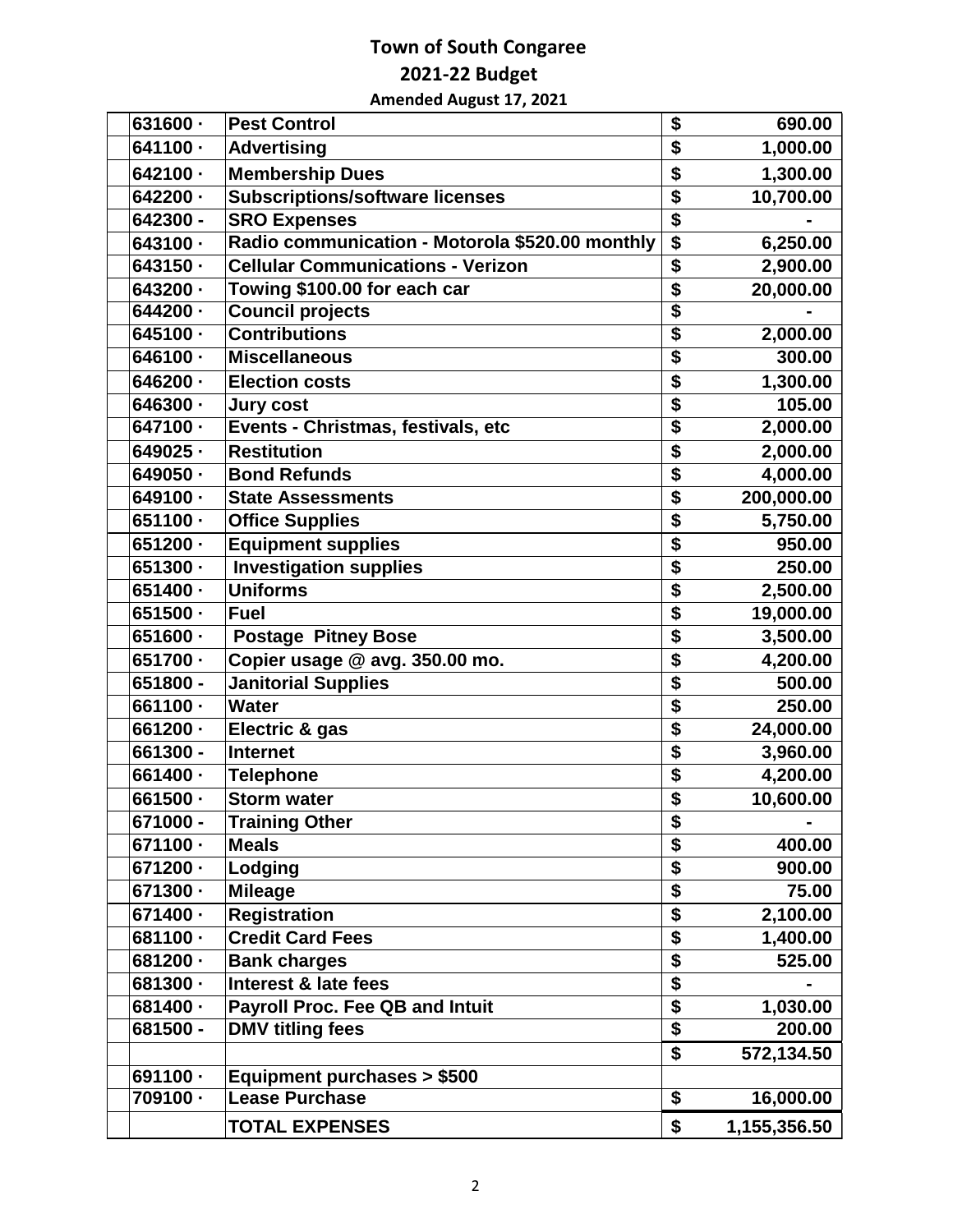# Town of South Congaree

## 2021-22 Budget

### Amended August 17, 2021

| | | | |
|---|---|---|---|
| 631600 · | Pest Control | $ | 690.00 |
| 641100 · | Advertising | $ | 1,000.00 |
| 642100 · | Membership Dues | $ | 1,300.00 |
| 642200 · | Subscriptions/software licenses | $ | 10,700.00 |
| 642300 - | SRO Expenses | $ | - |
| 643100 · | Radio communication - Motorola $520.00 monthly | $ | 6,250.00 |
| 643150 · | Cellular Communications - Verizon | $ | 2,900.00 |
| 643200 · | Towing $100.00 for each car | $ | 20,000.00 |
| 644200 · | Council projects | $ | - |
| 645100 · | Contributions | $ | 2,000.00 |
| 646100 · | Miscellaneous | $ | 300.00 |
| 646200 · | Election costs | $ | 1,300.00 |
| 646300 · | Jury cost | $ | 105.00 |
| 647100 · | Events - Christmas, festivals, etc | $ | 2,000.00 |
| 649025 · | Restitution | $ | 2,000.00 |
| 649050 · | Bond Refunds | $ | 4,000.00 |
| 649100 · | State Assessments | $ | 200,000.00 |
| 651100 · | Office Supplies | $ | 5,750.00 |
| 651200 · | Equipment supplies | $ | 950.00 |
| 651300 · | Investigation supplies | $ | 250.00 |
| 651400 · | Uniforms | $ | 2,500.00 |
| 651500 · | Fuel | $ | 19,000.00 |
| 651600 · | Postage Pitney Bose | $ | 3,500.00 |
| 651700 · | Copier usage @ avg. 350.00 mo. | $ | 4,200.00 |
| 651800 - | Janitorial Supplies | $ | 500.00 |
| 661100 · | Water | $ | 250.00 |
| 661200 · | Electric & gas | $ | 24,000.00 |
| 661300 - | Internet | $ | 3,960.00 |
| 661400 · | Telephone | $ | 4,200.00 |
| 661500 · | Storm water | $ | 10,600.00 |
| 671000 - | Training Other | $ | - |
| 671100 · | Meals | $ | 400.00 |
| 671200 · | Lodging | $ | 900.00 |
| 671300 · | Mileage | $ | 75.00 |
| 671400 · | Registration | $ | 2,100.00 |
| 681100 · | Credit Card Fees | $ | 1,400.00 |
| 681200 · | Bank charges | $ | 525.00 |
| 681300 · | Interest & late fees | $ | - |
| 681400 · | Payroll Proc. Fee QB and Intuit | $ | 1,030.00 |
| 681500 - | DMV titling fees | $ | 200.00 |
| | | $ | 572,134.50 |
| 691100 · | Equipment purchases > $500 | | |
| 709100 · | Lease Purchase | $ | 16,000.00 |
| | TOTAL EXPENSES | $ | 1,155,356.50 |